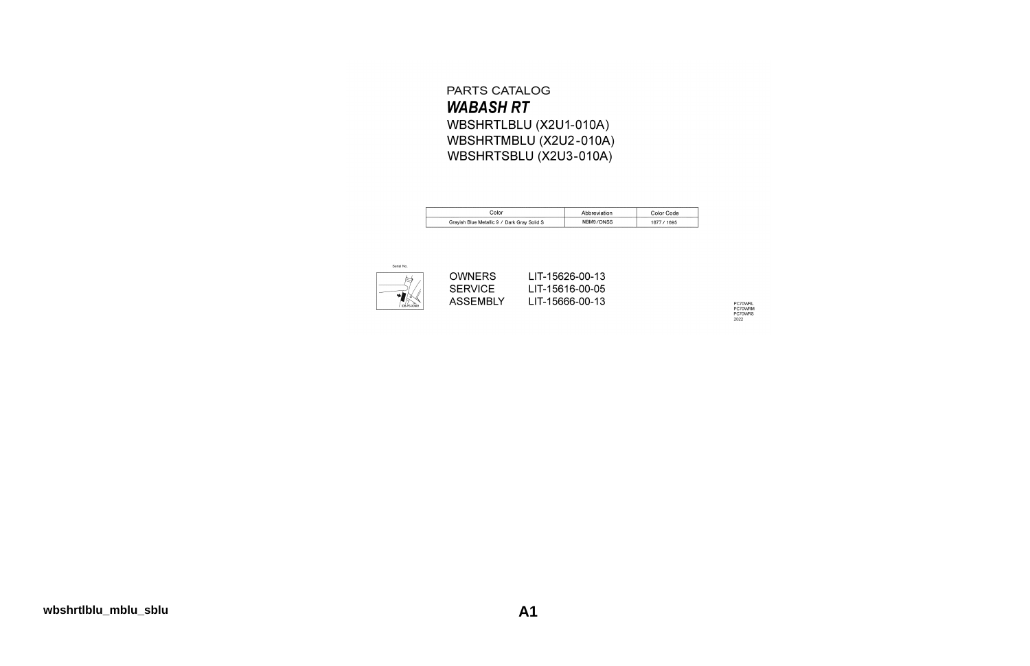PARTS CATALOG

# *WABASH RT*

WBSHRTLBLU (X2U1-010A)
WBSHRTMBLU (X2U2-010A)
WBSHRTSBLU (X2U3-010A)

| Color | Abbreviation | Color Code |
| --- | --- | --- |
| Grayish Blue Metallic 9 / Dark Gray Solid S | NBM9 / DNSS | 1877 / 1695 |

Serial No.

| | |
| --- | --- |
| OWNERS | LIT-15626-00-13 |
| SERVICE | LIT-15616-00-05 |
| ASSEMBLY | LIT-15666-00-13 |

PC70WRL
PC70WRM
PC70WRS
2022

wbshrtlblu_mblu_sblu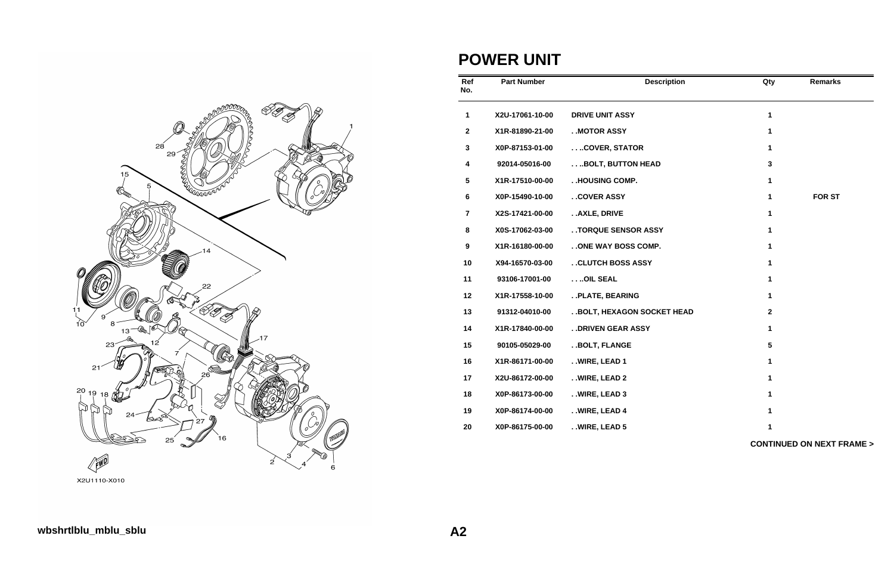# POWER UNIT

| Ref No. | Part Number | Description | Qty | Remarks |
|---|---|---|---|---|
| 1 | X2U-17061-10-00 | DRIVE UNIT ASSY | 1 | |
| 2 | X1R-81890-21-00 | . .MOTOR ASSY | 1 | |
| 3 | X0P-87153-01-00 | . . . .COVER, STATOR | 1 | |
| 4 | 92014-05016-00 | . . . .BOLT, BUTTON HEAD | 3 | |
| 5 | X1R-17510-00-00 | . .HOUSING COMP. | 1 | |
| 6 | X0P-15490-10-00 | . .COVER ASSY | 1 | FOR ST |
| 7 | X2S-17421-00-00 | . .AXLE, DRIVE | 1 | |
| 8 | X0S-17062-03-00 | . .TORQUE SENSOR ASSY | 1 | |
| 9 | X1R-16180-00-00 | . .ONE WAY BOSS COMP. | 1 | |
| 10 | X94-16570-03-00 | . .CLUTCH BOSS ASSY | 1 | |
| 11 | 93106-17001-00 | . . . .OIL SEAL | 1 | |
| 12 | X1R-17558-10-00 | . .PLATE, BEARING | 1 | |
| 13 | 91312-04010-00 | . .BOLT, HEXAGON SOCKET HEAD | 2 | |
| 14 | X1R-17840-00-00 | . .DRIVEN GEAR ASSY | 1 | |
| 15 | 90105-05029-00 | . .BOLT, FLANGE | 5 | |
| 16 | X1R-86171-00-00 | . .WIRE, LEAD 1 | 1 | |
| 17 | X2U-86172-00-00 | . .WIRE, LEAD 2 | 1 | |
| 18 | X0P-86173-00-00 | . .WIRE, LEAD 3 | 1 | |
| 19 | X0P-86174-00-00 | . .WIRE, LEAD 4 | 1 | |
| 20 | X0P-86175-00-00 | . .WIRE, LEAD 5 | 1 | |

**CONTINUED ON NEXT FRAME >**

X2U1110-X010

**wbshrtlblu_mblu_sblu**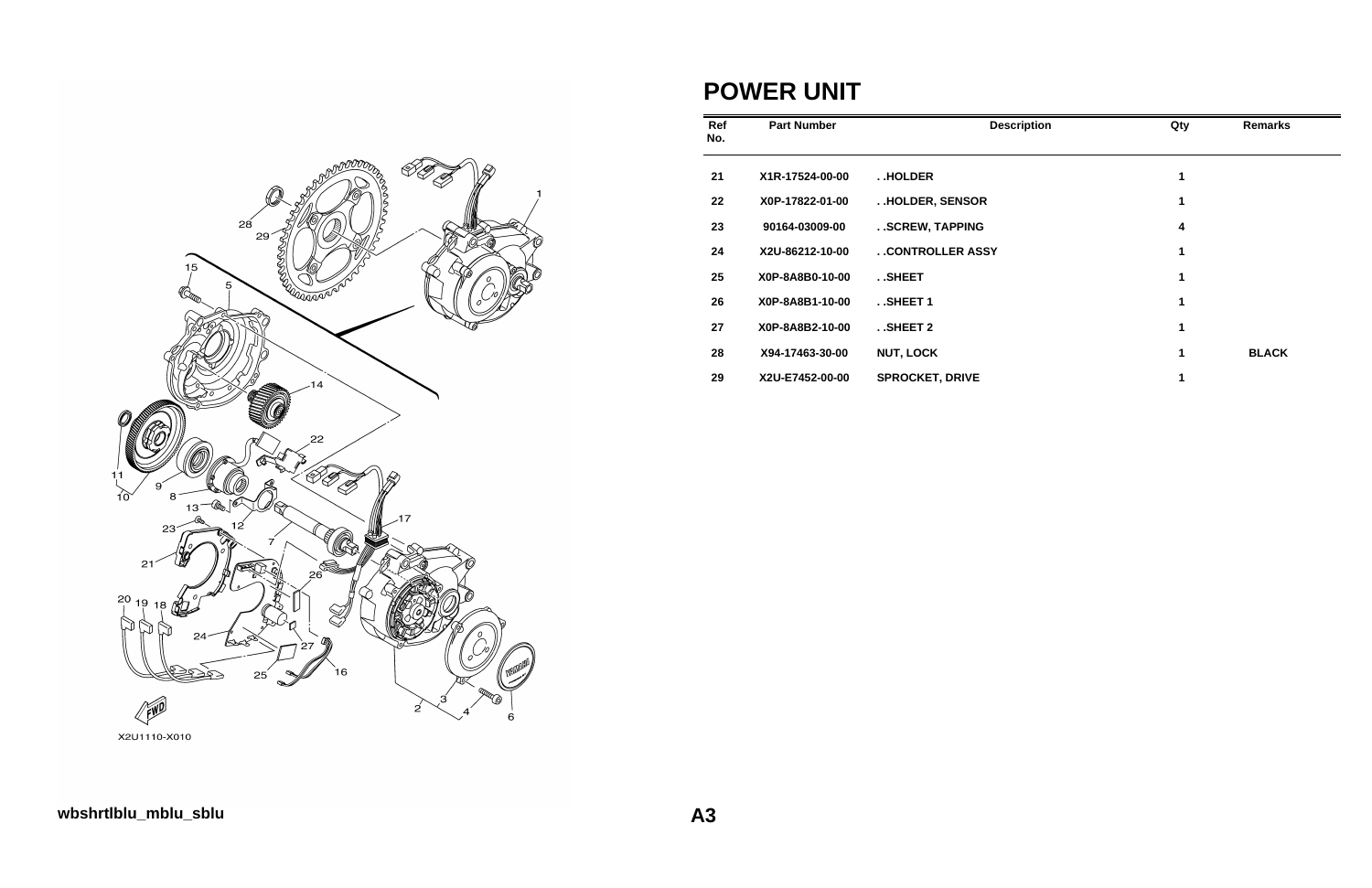# POWER UNIT

| Ref No. | Part Number | Description | Qty | Remarks |
|---|---|---|---|---|
| 21 | X1R-17524-00-00 | . .HOLDER | 1 | |
| 22 | X0P-17822-01-00 | . .HOLDER, SENSOR | 1 | |
| 23 | 90164-03009-00 | . .SCREW, TAPPING | 4 | |
| 24 | X2U-86212-10-00 | . .CONTROLLER ASSY | 1 | |
| 25 | X0P-8A8B0-10-00 | . .SHEET | 1 | |
| 26 | X0P-8A8B1-10-00 | . .SHEET 1 | 1 | |
| 27 | X0P-8A8B2-10-00 | . .SHEET 2 | 1 | |
| 28 | X94-17463-30-00 | NUT, LOCK | 1 | BLACK |
| 29 | X2U-E7452-00-00 | SPROCKET, DRIVE | 1 | |

X2U1110-X010

wbshrtlblu_mblu_sblu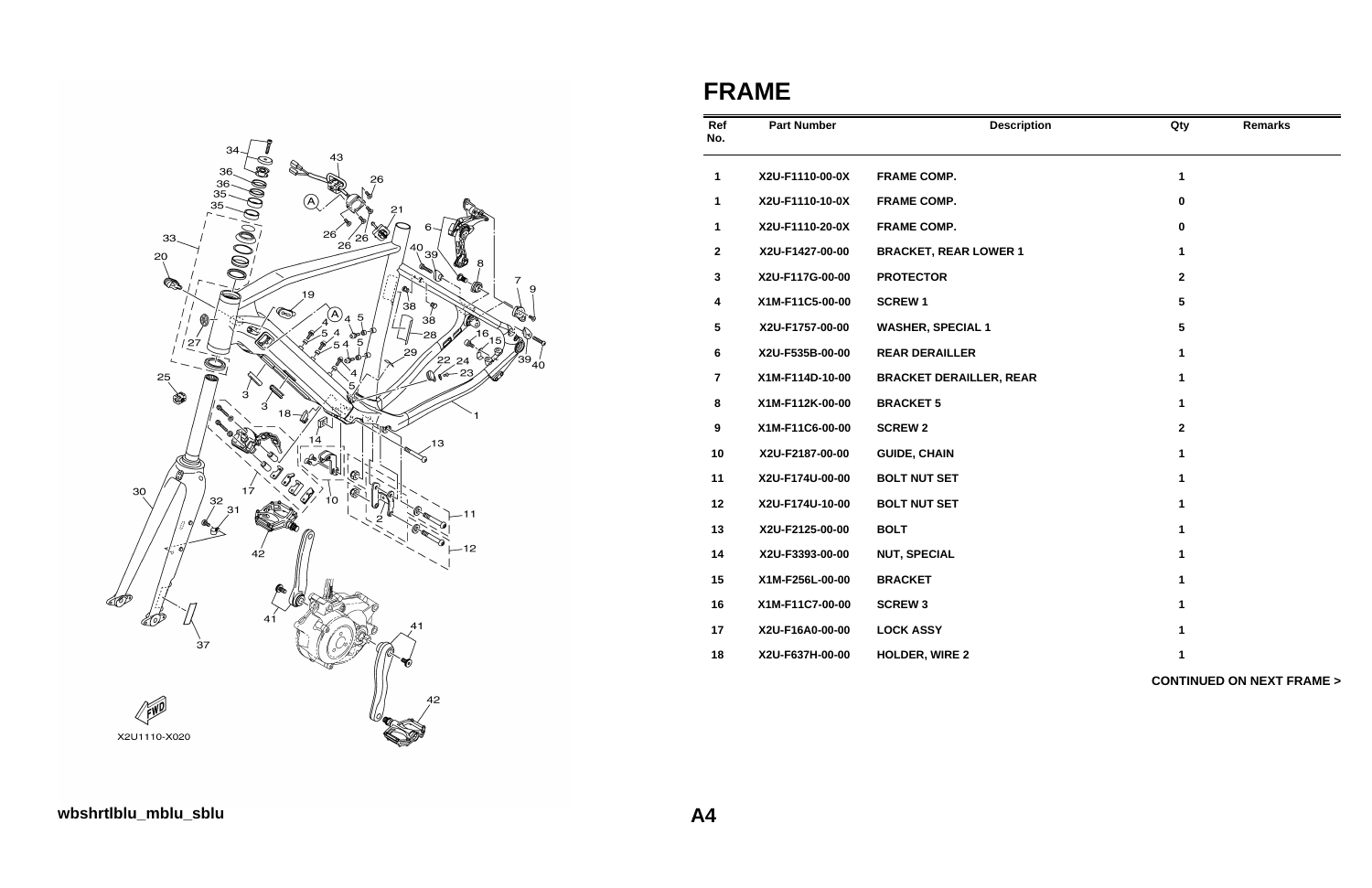# FRAME

| Ref No. | Part Number | Description | Qty | Remarks |
|---|---|---|---|---|
| 1 | X2U-F1110-00-0X | FRAME COMP. | 1 | |
| 1 | X2U-F1110-10-0X | FRAME COMP. | 0 | |
| 1 | X2U-F1110-20-0X | FRAME COMP. | 0 | |
| 2 | X2U-F1427-00-00 | BRACKET, REAR LOWER 1 | 1 | |
| 3 | X2U-F117G-00-00 | PROTECTOR | 2 | |
| 4 | X1M-F11C5-00-00 | SCREW 1 | 5 | |
| 5 | X2U-F1757-00-00 | WASHER, SPECIAL 1 | 5 | |
| 6 | X2U-F535B-00-00 | REAR DERAILLER | 1 | |
| 7 | X1M-F114D-10-00 | BRACKET DERAILLER, REAR | 1 | |
| 8 | X1M-F112K-00-00 | BRACKET 5 | 1 | |
| 9 | X1M-F11C6-00-00 | SCREW 2 | 2 | |
| 10 | X2U-F2187-00-00 | GUIDE, CHAIN | 1 | |
| 11 | X2U-F174U-00-00 | BOLT NUT SET | 1 | |
| 12 | X2U-F174U-10-00 | BOLT NUT SET | 1 | |
| 13 | X2U-F2125-00-00 | BOLT | 1 | |
| 14 | X2U-F3393-00-00 | NUT, SPECIAL | 1 | |
| 15 | X1M-F256L-00-00 | BRACKET | 1 | |
| 16 | X1M-F11C7-00-00 | SCREW 3 | 1 | |
| 17 | X2U-F16A0-00-00 | LOCK ASSY | 1 | |
| 18 | X2U-F637H-00-00 | HOLDER, WIRE 2 | 1 | |

**CONTINUED ON NEXT FRAME >**

X2U1110-X020

wbshrtlblu_mblu_sblu

A4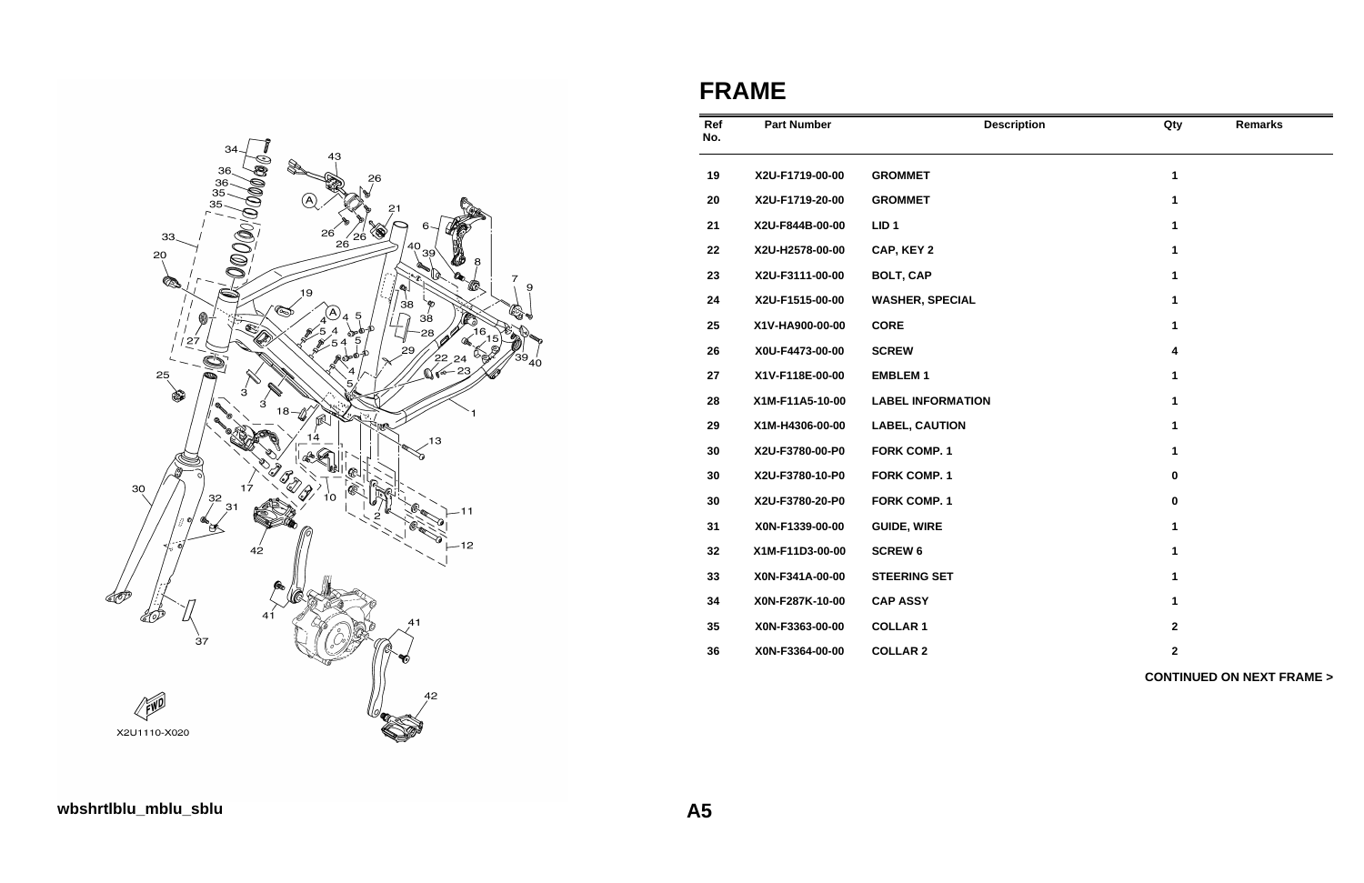# FRAME

| Ref No. | Part Number | Description | Qty | Remarks |
|---|---|---|---|---|
| 19 | X2U-F1719-00-00 | GROMMET | 1 | |
| 20 | X2U-F1719-20-00 | GROMMET | 1 | |
| 21 | X2U-F844B-00-00 | LID 1 | 1 | |
| 22 | X2U-H2578-00-00 | CAP, KEY 2 | 1 | |
| 23 | X2U-F3111-00-00 | BOLT, CAP | 1 | |
| 24 | X2U-F1515-00-00 | WASHER, SPECIAL | 1 | |
| 25 | X1V-HA900-00-00 | CORE | 1 | |
| 26 | X0U-F4473-00-00 | SCREW | 4 | |
| 27 | X1V-F118E-00-00 | EMBLEM 1 | 1 | |
| 28 | X1M-F11A5-10-00 | LABEL INFORMATION | 1 | |
| 29 | X1M-H4306-00-00 | LABEL, CAUTION | 1 | |
| 30 | X2U-F3780-00-P0 | FORK COMP. 1 | 1 | |
| 30 | X2U-F3780-10-P0 | FORK COMP. 1 | 0 | |
| 30 | X2U-F3780-20-P0 | FORK COMP. 1 | 0 | |
| 31 | X0N-F1339-00-00 | GUIDE, WIRE | 1 | |
| 32 | X1M-F11D3-00-00 | SCREW 6 | 1 | |
| 33 | X0N-F341A-00-00 | STEERING SET | 1 | |
| 34 | X0N-F287K-10-00 | CAP ASSY | 1 | |
| 35 | X0N-F3363-00-00 | COLLAR 1 | 2 | |
| 36 | X0N-F3364-00-00 | COLLAR 2 | 2 | |

**CONTINUED ON NEXT FRAME >**

X2U1110-X020

wbshrtlblu_mblu_sblu

A5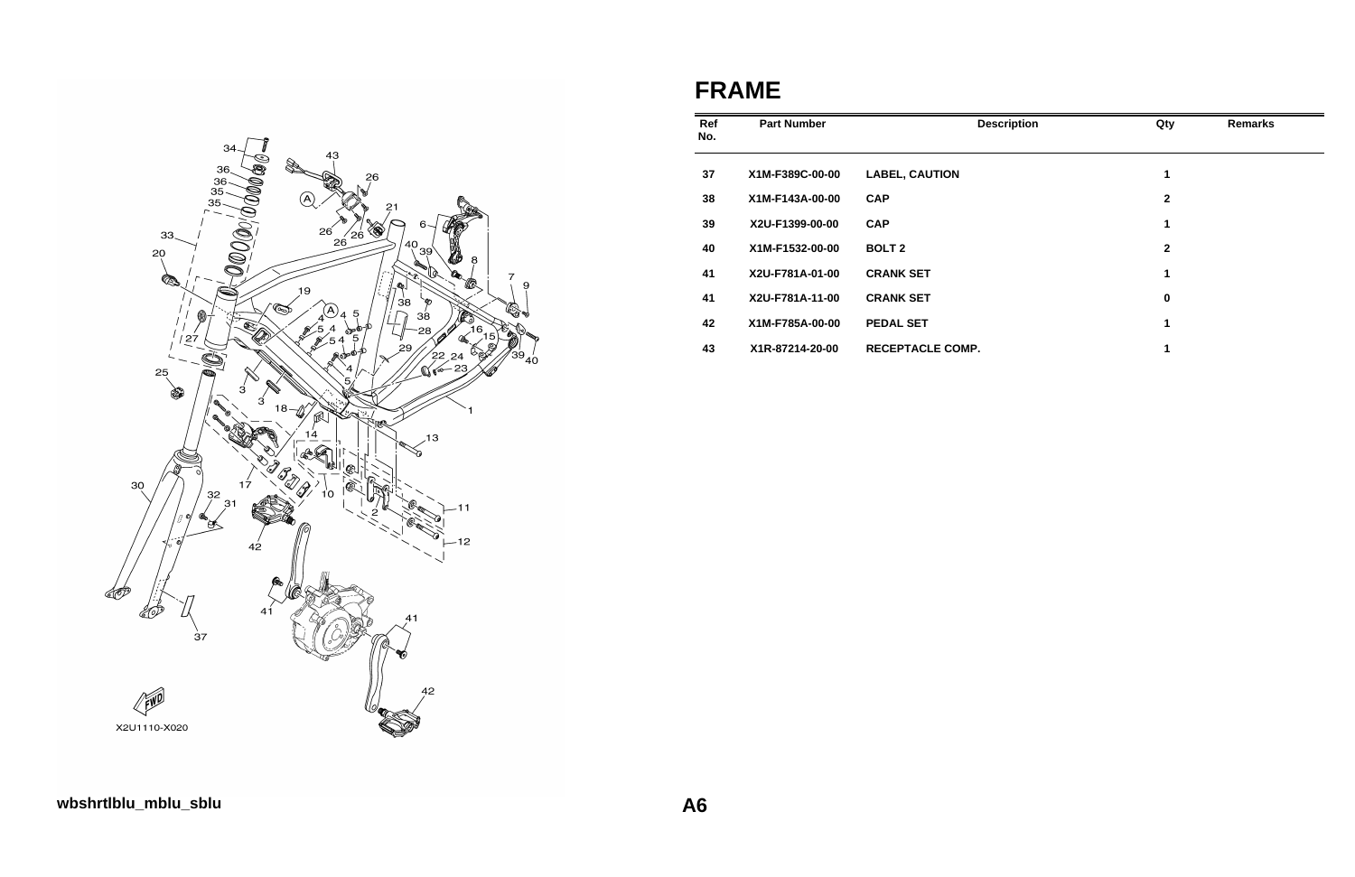# FRAME

| Ref No. | Part Number | Description | Qty | Remarks |
|---|---|---|---|---|
| 37 | X1M-F389C-00-00 | LABEL, CAUTION | 1 | |
| 38 | X1M-F143A-00-00 | CAP | 2 | |
| 39 | X2U-F1399-00-00 | CAP | 1 | |
| 40 | X1M-F1532-00-00 | BOLT 2 | 2 | |
| 41 | X2U-F781A-01-00 | CRANK SET | 1 | |
| 41 | X2U-F781A-11-00 | CRANK SET | 0 | |
| 42 | X1M-F785A-00-00 | PEDAL SET | 1 | |
| 43 | X1R-87214-20-00 | RECEPTACLE COMP. | 1 | |

wbshrtlblu_mblu_sblu

A6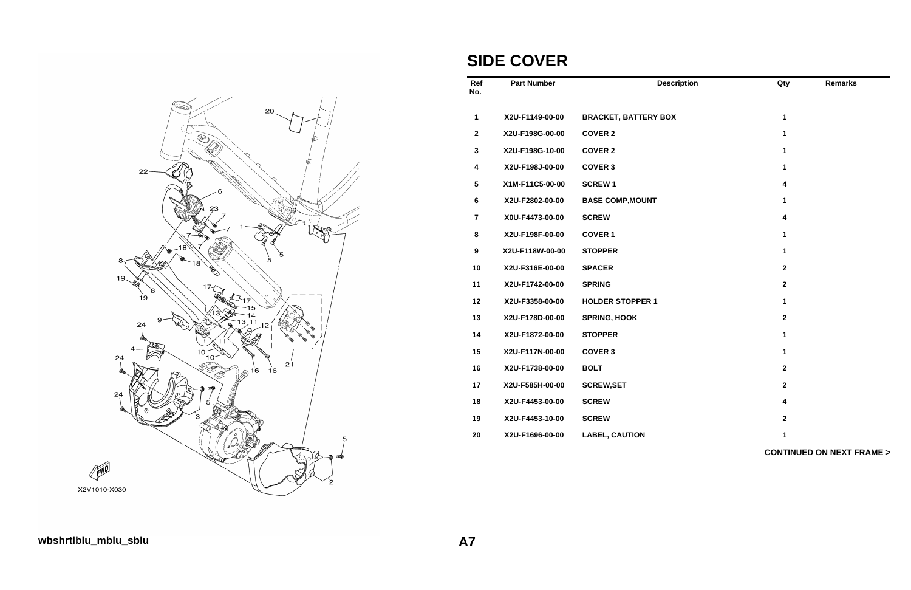# SIDE COVER

| Ref No. | Part Number | Description | Qty | Remarks |
|---|---|---|---|---|
| 1 | X2U-F1149-00-00 | BRACKET, BATTERY BOX | 1 | |
| 2 | X2U-F198G-00-00 | COVER 2 | 1 | |
| 3 | X2U-F198G-10-00 | COVER 2 | 1 | |
| 4 | X2U-F198J-00-00 | COVER 3 | 1 | |
| 5 | X1M-F11C5-00-00 | SCREW 1 | 4 | |
| 6 | X2U-F2802-00-00 | BASE COMP,MOUNT | 1 | |
| 7 | X0U-F4473-00-00 | SCREW | 4 | |
| 8 | X2U-F198F-00-00 | COVER 1 | 1 | |
| 9 | X2U-F118W-00-00 | STOPPER | 1 | |
| 10 | X2U-F316E-00-00 | SPACER | 2 | |
| 11 | X2U-F1742-00-00 | SPRING | 2 | |
| 12 | X2U-F3358-00-00 | HOLDER STOPPER 1 | 1 | |
| 13 | X2U-F178D-00-00 | SPRING, HOOK | 2 | |
| 14 | X2U-F1872-00-00 | STOPPER | 1 | |
| 15 | X2U-F117N-00-00 | COVER 3 | 1 | |
| 16 | X2U-F1738-00-00 | BOLT | 2 | |
| 17 | X2U-F585H-00-00 | SCREW,SET | 2 | |
| 18 | X2U-F4453-00-00 | SCREW | 4 | |
| 19 | X2U-F4453-10-00 | SCREW | 2 | |
| 20 | X2U-F1696-00-00 | LABEL, CAUTION | 1 | |

**CONTINUED ON NEXT FRAME >**

X2V1010-X030

wbshrtlblu_mblu_sblu

A7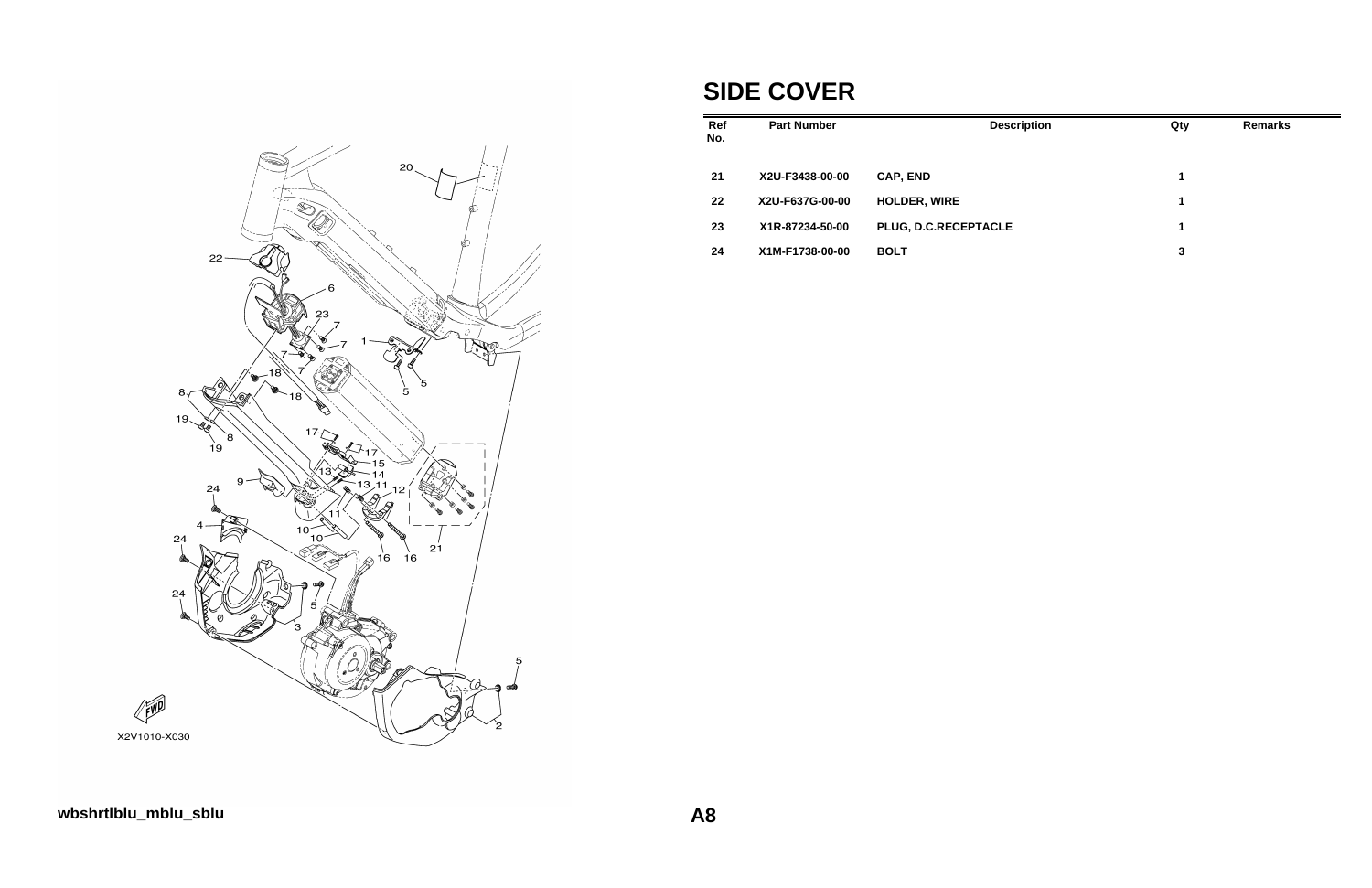# SIDE COVER

| Ref No. | Part Number | Description | Qty | Remarks |
|---|---|---|---|---|
| 21 | X2U-F3438-00-00 | CAP, END | 1 | |
| 22 | X2U-F637G-00-00 | HOLDER, WIRE | 1 | |
| 23 | X1R-87234-50-00 | PLUG, D.C.RECEPTACLE | 1 | |
| 24 | X1M-F1738-00-00 | BOLT | 3 | |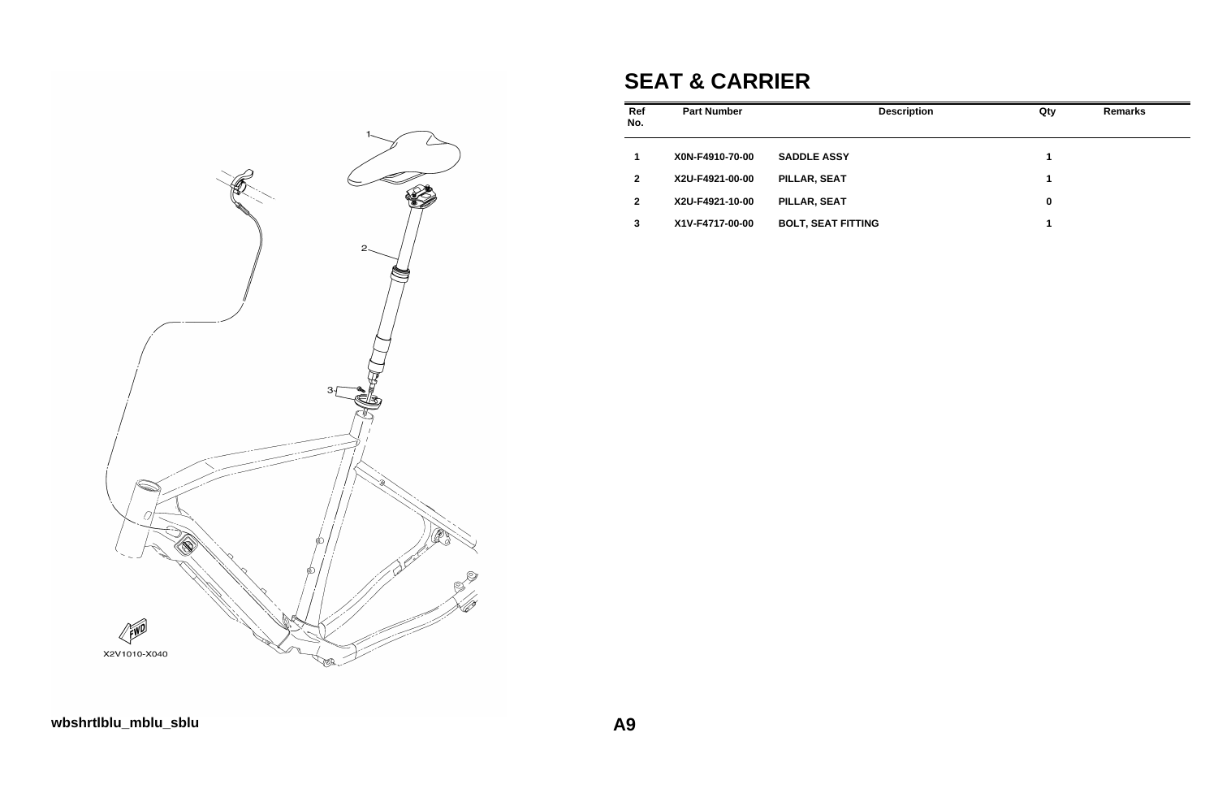# SEAT & CARRIER

| Ref No. | Part Number | Description | Qty | Remarks |
|---|---|---|---|---|
| 1 | X0N-F4910-70-00 | SADDLE ASSY | 1 | |
| 2 | X2U-F4921-00-00 | PILLAR, SEAT | 1 | |
| 2 | X2U-F4921-10-00 | PILLAR, SEAT | 0 | |
| 3 | X1V-F4717-00-00 | BOLT, SEAT FITTING | 1 | |

X2V1010-X040

wbshrtlblu_mblu_sblu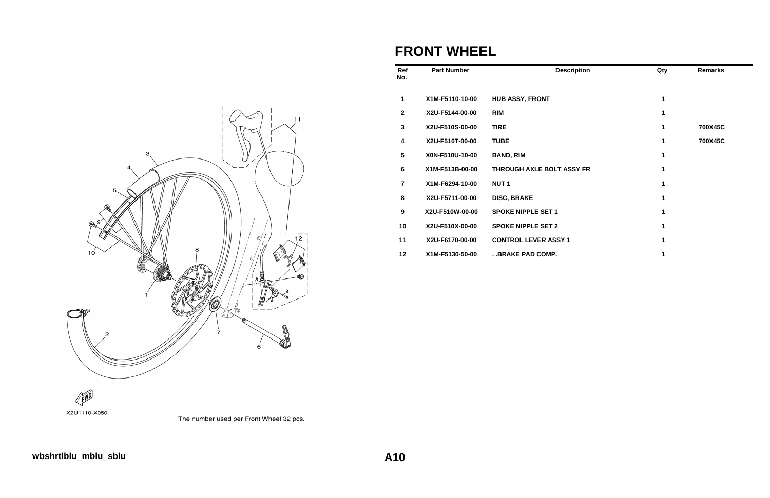# FRONT WHEEL

| Ref No. | Part Number | Description | Qty | Remarks |
|---|---|---|---|---|
| 1 | X1M-F5110-10-00 | HUB ASSY, FRONT | 1 | |
| 2 | X2U-F5144-00-00 | RIM | 1 | |
| 3 | X2U-F510S-00-00 | TIRE | 1 | 700X45C |
| 4 | X2U-F510T-00-00 | TUBE | 1 | 700X45C |
| 5 | X0N-F510U-10-00 | BAND, RIM | 1 | |
| 6 | X1M-F513B-00-00 | THROUGH AXLE BOLT ASSY FR | 1 | |
| 7 | X1M-F6294-10-00 | NUT 1 | 1 | |
| 8 | X2U-F5711-00-00 | DISC, BRAKE | 1 | |
| 9 | X2U-F510W-00-00 | SPOKE NIPPLE SET 1 | 1 | |
| 10 | X2U-F510X-00-00 | SPOKE NIPPLE SET 2 | 1 | |
| 11 | X2U-F6170-00-00 | CONTROL LEVER ASSY 1 | 1 | |
| 12 | X1M-F5130-50-00 | . .BRAKE PAD COMP. | 1 | |

X2U1110-X050

The number used per Front Wheel 32 pcs.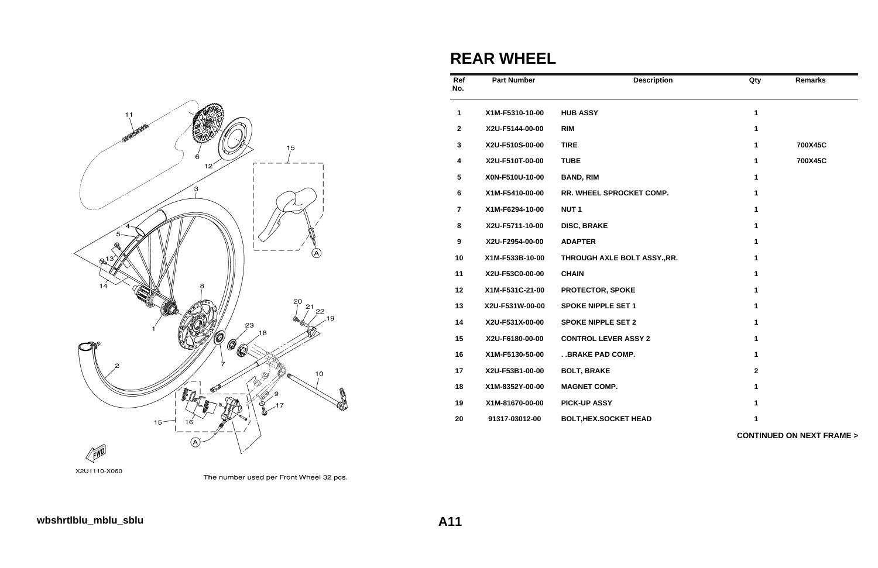# REAR WHEEL

| Ref No. | Part Number | Description | Qty | Remarks |
|---|---|---|---|---|
| 1 | X1M-F5310-10-00 | HUB ASSY | 1 | |
| 2 | X2U-F5144-00-00 | RIM | 1 | |
| 3 | X2U-F510S-00-00 | TIRE | 1 | 700X45C |
| 4 | X2U-F510T-00-00 | TUBE | 1 | 700X45C |
| 5 | X0N-F510U-10-00 | BAND, RIM | 1 | |
| 6 | X1M-F5410-00-00 | RR. WHEEL SPROCKET COMP. | 1 | |
| 7 | X1M-F6294-10-00 | NUT 1 | 1 | |
| 8 | X2U-F5711-10-00 | DISC, BRAKE | 1 | |
| 9 | X2U-F2954-00-00 | ADAPTER | 1 | |
| 10 | X1M-F533B-10-00 | THROUGH AXLE BOLT ASSY.,RR. | 1 | |
| 11 | X2U-F53C0-00-00 | CHAIN | 1 | |
| 12 | X1M-F531C-21-00 | PROTECTOR, SPOKE | 1 | |
| 13 | X2U-F531W-00-00 | SPOKE NIPPLE SET 1 | 1 | |
| 14 | X2U-F531X-00-00 | SPOKE NIPPLE SET 2 | 1 | |
| 15 | X2U-F6180-00-00 | CONTROL LEVER ASSY 2 | 1 | |
| 16 | X1M-F5130-50-00 | . .BRAKE PAD COMP. | 1 | |
| 17 | X2U-F53B1-00-00 | BOLT, BRAKE | 2 | |
| 18 | X1M-8352Y-00-00 | MAGNET COMP. | 1 | |
| 19 | X1M-81670-00-00 | PICK-UP ASSY | 1 | |
| 20 | 91317-03012-00 | BOLT,HEX.SOCKET HEAD | 1 | |

**CONTINUED ON NEXT FRAME >**

X2U1110-X060

The number used per Front Wheel 32 pcs.

wbshrtlblu_mblu_sblu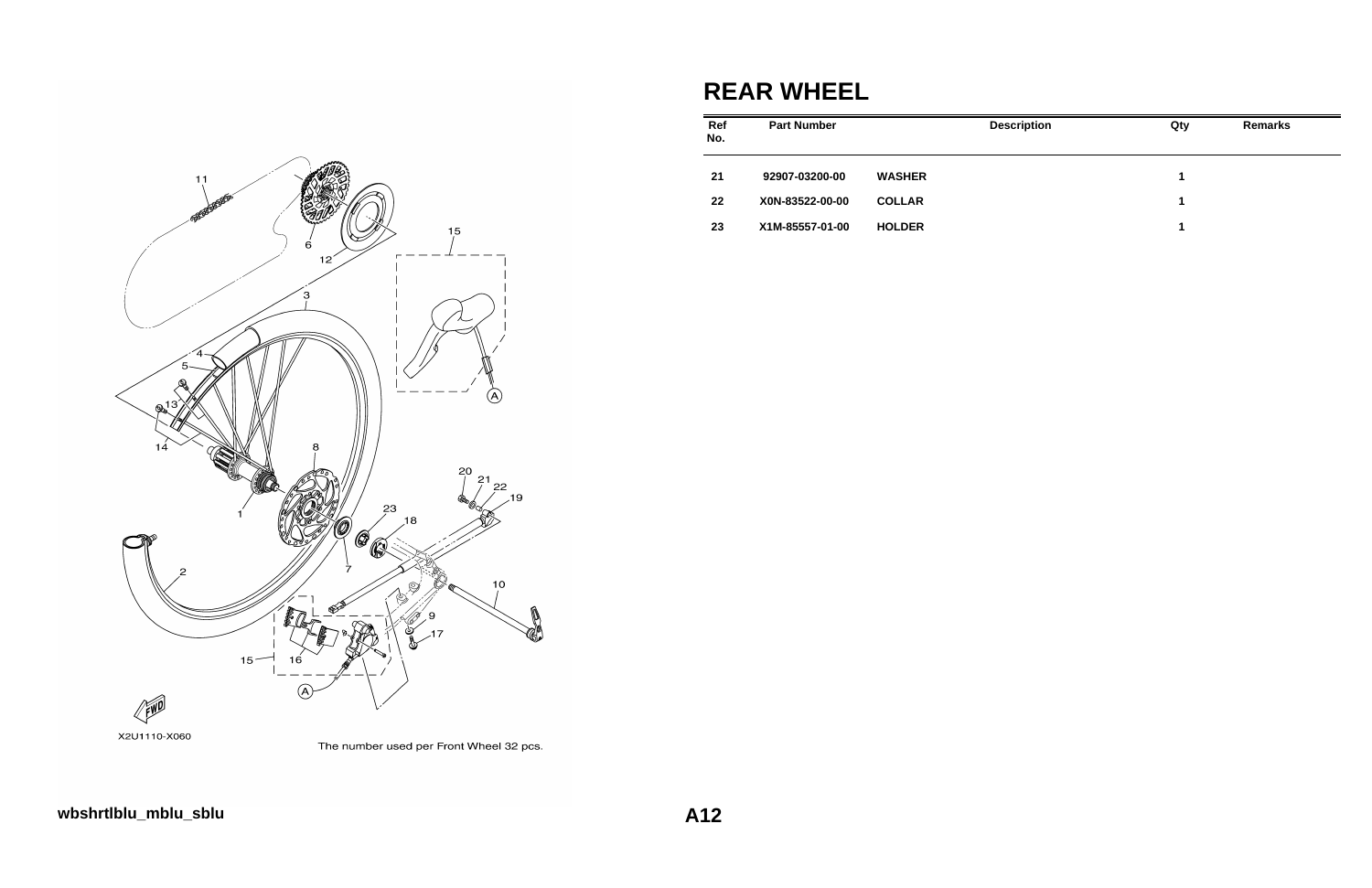X2U1110-X060

The number used per Front Wheel 32 pcs.

# REAR WHEEL

| Ref No. | Part Number | Description | Qty | Remarks |
|---|---|---|---|---|
| 21 | 92907-03200-00 | WASHER | 1 | |
| 22 | X0N-83522-00-00 | COLLAR | 1 | |
| 23 | X1M-85557-01-00 | HOLDER | 1 | |

wbshrtlblu_mblu_sblu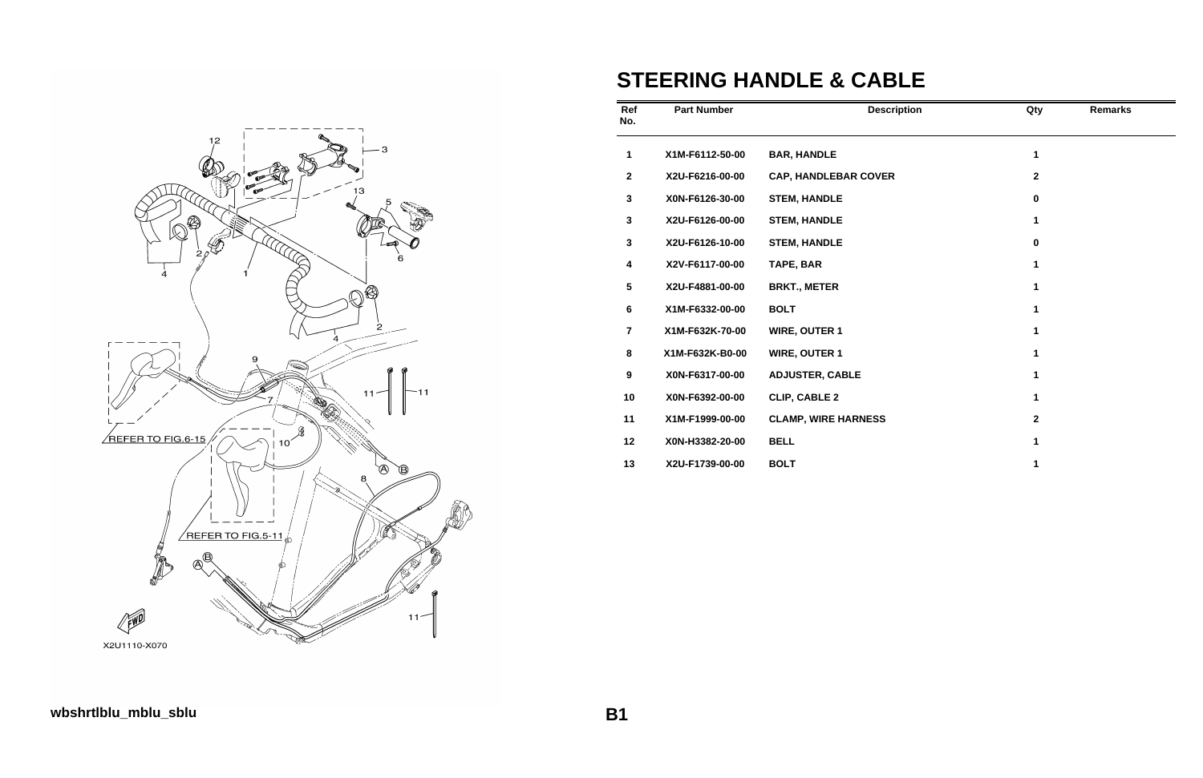# STEERING HANDLE & CABLE

| Ref No. | Part Number | Description | Qty | Remarks |
|---|---|---|---|---|
| 1 | X1M-F6112-50-00 | BAR, HANDLE | 1 | |
| 2 | X2U-F6216-00-00 | CAP, HANDLEBAR COVER | 2 | |
| 3 | X0N-F6126-30-00 | STEM, HANDLE | 0 | |
| 3 | X2U-F6126-00-00 | STEM, HANDLE | 1 | |
| 3 | X2U-F6126-10-00 | STEM, HANDLE | 0 | |
| 4 | X2V-F6117-00-00 | TAPE, BAR | 1 | |
| 5 | X2U-F4881-00-00 | BRKT., METER | 1 | |
| 6 | X1M-F6332-00-00 | BOLT | 1 | |
| 7 | X1M-F632K-70-00 | WIRE, OUTER 1 | 1 | |
| 8 | X1M-F632K-B0-00 | WIRE, OUTER 1 | 1 | |
| 9 | X0N-F6317-00-00 | ADJUSTER, CABLE | 1 | |
| 10 | X0N-F6392-00-00 | CLIP, CABLE 2 | 1 | |
| 11 | X1M-F1999-00-00 | CLAMP, WIRE HARNESS | 2 | |
| 12 | X0N-H3382-20-00 | BELL | 1 | |
| 13 | X2U-F1739-00-00 | BOLT | 1 | |

REFER TO FIG.6-15

REFER TO FIG.5-11

X2U1110-X070

wbshrtlblu_mblu_sblu

B1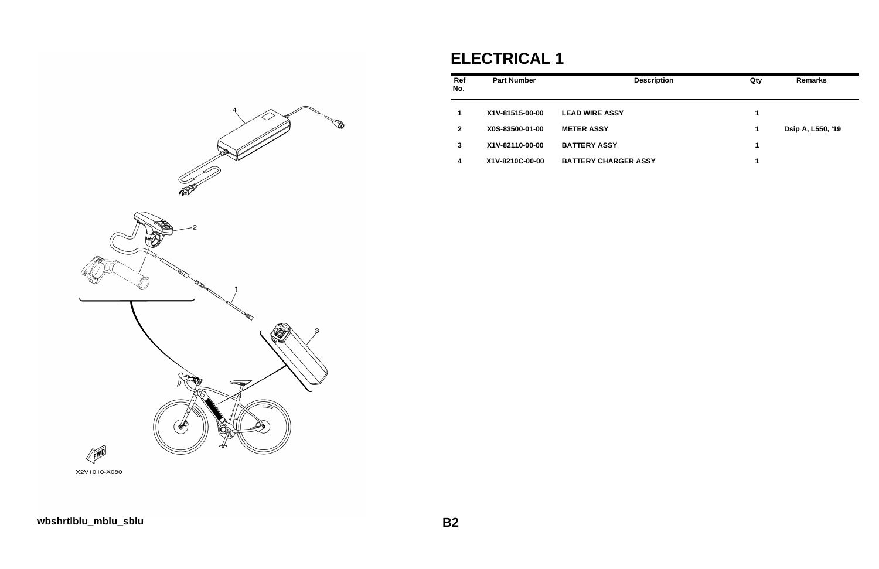# ELECTRICAL 1

| Ref No. | Part Number | Description | Qty | Remarks |
|---|---|---|---|---|
| 1 | X1V-81515-00-00 | LEAD WIRE ASSY | 1 | |
| 2 | X0S-83500-01-00 | METER ASSY | 1 | Dsip A, L550, '19 |
| 3 | X1V-82110-00-00 | BATTERY ASSY | 1 | |
| 4 | X1V-8210C-00-00 | BATTERY CHARGER ASSY | 1 | |

X2V1010-X080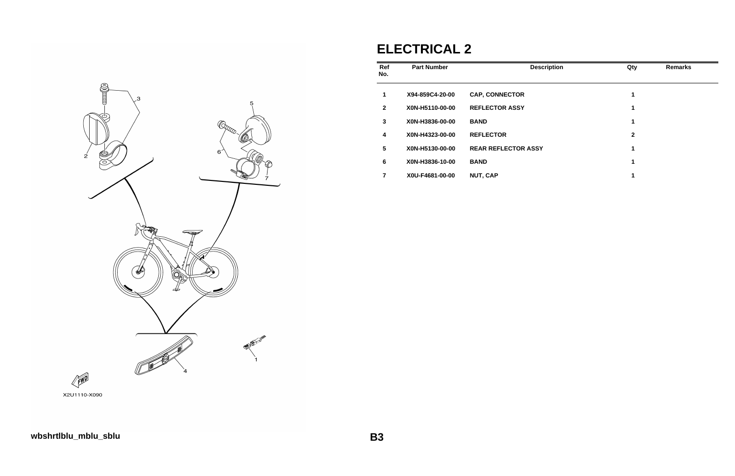# ELECTRICAL 2

| Ref No. | Part Number | Description | Qty | Remarks |
|---|---|---|---|---|
| 1 | X94-859C4-20-00 | CAP, CONNECTOR | 1 | |
| 2 | X0N-H5110-00-00 | REFLECTOR ASSY | 1 | |
| 3 | X0N-H3836-00-00 | BAND | 1 | |
| 4 | X0N-H4323-00-00 | REFLECTOR | 2 | |
| 5 | X0N-H5130-00-00 | REAR REFLECTOR ASSY | 1 | |
| 6 | X0N-H3836-10-00 | BAND | 1 | |
| 7 | X0U-F4681-00-00 | NUT, CAP | 1 | |

X2U1110-X090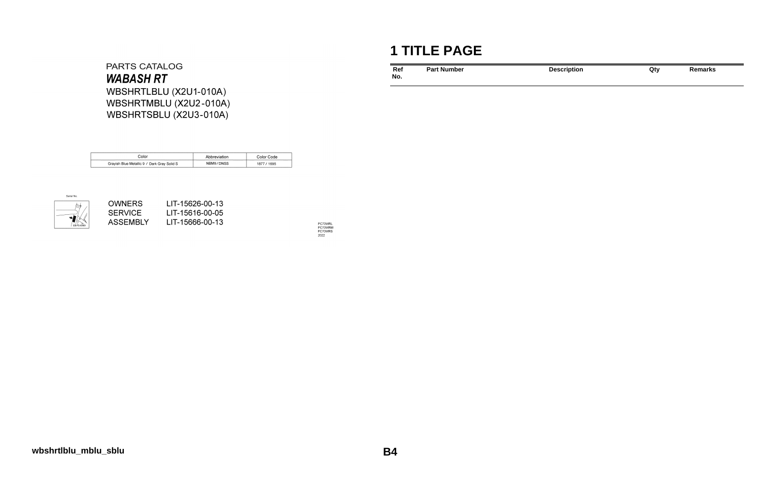PARTS CATALOG

***WABASH RT***

WBSHRTLBLU (X2U1-010A)
WBSHRTMBLU (X2U2-010A)
WBSHRTSBLU (X2U3-010A)

| Color | Abbreviation | Color Code |
|---|---|---|
| Grayish Blue Metallic 9 / Dark Gray Solid S | NBM9 / DNSS | 1877 / 1595 |

Serial No.

OWNERS LIT-15626-00-13
SERVICE LIT-15616-00-05
ASSEMBLY LIT-15666-00-13

PC70WRL
PC70WRM
PC70WRS
2022

# 1 TITLE PAGE

| Ref No. | Part Number | Description | Qty | Remarks |
|---|---|---|---|---|